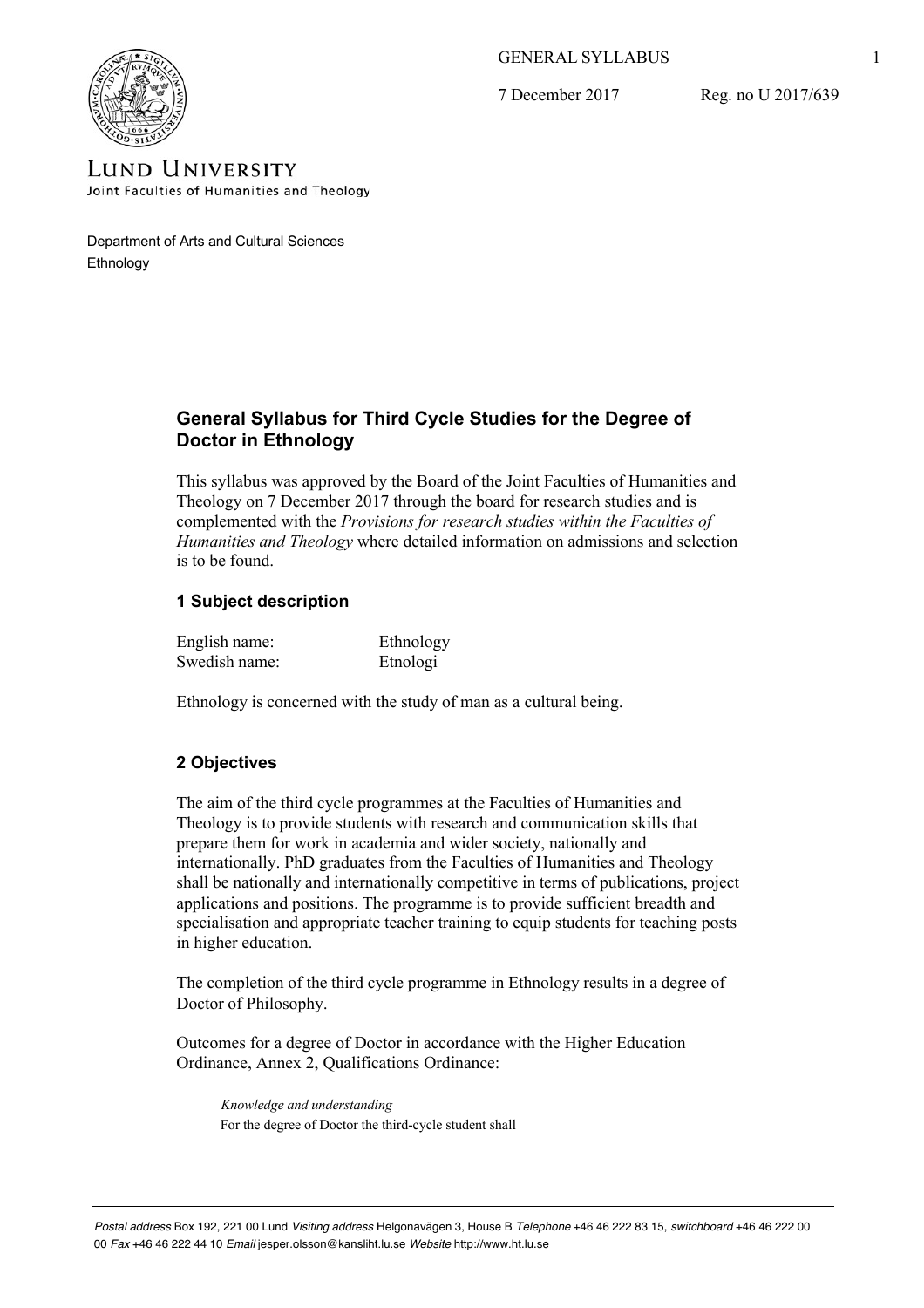GENERAL SYLLABUS

7 December 2017 Reg. no U 2017/639

LUND UNIVERSITY
Joint Faculties of Humanities and Theology

Department of Arts and Cultural Sciences
Ethnology

# General Syllabus for Third Cycle Studies for the Degree of Doctor in Ethnology

This syllabus was approved by the Board of the Joint Faculties of Humanities and Theology on 7 December 2017 through the board for research studies and is complemented with the *Provisions for research studies within the Faculties of Humanities and Theology* where detailed information on admissions and selection is to be found.

## 1 Subject description

| | |
|---|---|
| English name: | Ethnology |
| Swedish name: | Etnologi |

Ethnology is concerned with the study of man as a cultural being.

## 2 Objectives

The aim of the third cycle programmes at the Faculties of Humanities and Theology is to provide students with research and communication skills that prepare them for work in academia and wider society, nationally and internationally. PhD graduates from the Faculties of Humanities and Theology shall be nationally and internationally competitive in terms of publications, project applications and positions. The programme is to provide sufficient breadth and specialisation and appropriate teacher training to equip students for teaching posts in higher education.

The completion of the third cycle programme in Ethnology results in a degree of Doctor of Philosophy.

Outcomes for a degree of Doctor in accordance with the Higher Education Ordinance, Annex 2, Qualifications Ordinance:

> *Knowledge and understanding*
> For the degree of Doctor the third-cycle student shall

*Postal address* Box 192, 221 00 Lund *Visiting address* Helgonavägen 3, House B *Telephone* +46 46 222 83 15, *switchboard* +46 46 222 00 00 *Fax* +46 46 222 44 10 *Email* jesper.olsson@kansliht.lu.se *Website* http://www.ht.lu.se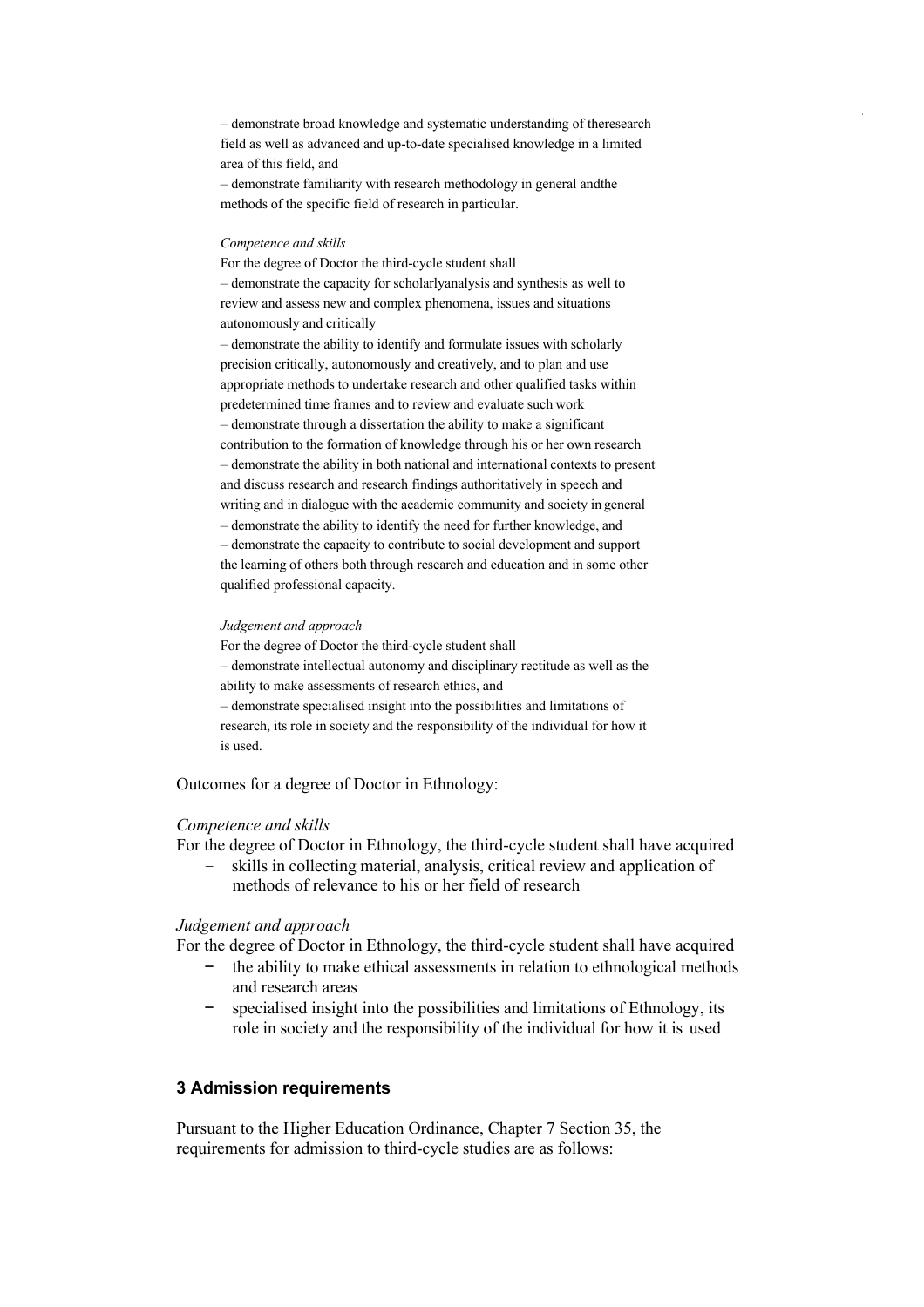– demonstrate broad knowledge and systematic understanding of theresearch field as well as advanced and up-to-date specialised knowledge in a limited area of this field, and

– demonstrate familiarity with research methodology in general andthe methods of the specific field of research in particular.

*Competence and skills*

For the degree of Doctor the third-cycle student shall

– demonstrate the capacity for scholarlyanalysis and synthesis as well to review and assess new and complex phenomena, issues and situations autonomously and critically

– demonstrate the ability to identify and formulate issues with scholarly precision critically, autonomously and creatively, and to plan and use appropriate methods to undertake research and other qualified tasks within predetermined time frames and to review and evaluate such work

– demonstrate through a dissertation the ability to make a significant contribution to the formation of knowledge through his or her own research

– demonstrate the ability in both national and international contexts to present and discuss research and research findings authoritatively in speech and writing and in dialogue with the academic community and society in general

– demonstrate the ability to identify the need for further knowledge, and

– demonstrate the capacity to contribute to social development and support the learning of others both through research and education and in some other qualified professional capacity.

*Judgement and approach*

For the degree of Doctor the third-cycle student shall

– demonstrate intellectual autonomy and disciplinary rectitude as well as the ability to make assessments of research ethics, and

– demonstrate specialised insight into the possibilities and limitations of research, its role in society and the responsibility of the individual for how it is used.

Outcomes for a degree of Doctor in Ethnology:

*Competence and skills*

For the degree of Doctor in Ethnology, the third-cycle student shall have acquired

- skills in collecting material, analysis, critical review and application of methods of relevance to his or her field of research

*Judgement and approach*

For the degree of Doctor in Ethnology, the third-cycle student shall have acquired

- the ability to make ethical assessments in relation to ethnological methods and research areas
- specialised insight into the possibilities and limitations of Ethnology, its role in society and the responsibility of the individual for how it is used

### 3 Admission requirements

Pursuant to the Higher Education Ordinance, Chapter 7 Section 35, the requirements for admission to third-cycle studies are as follows: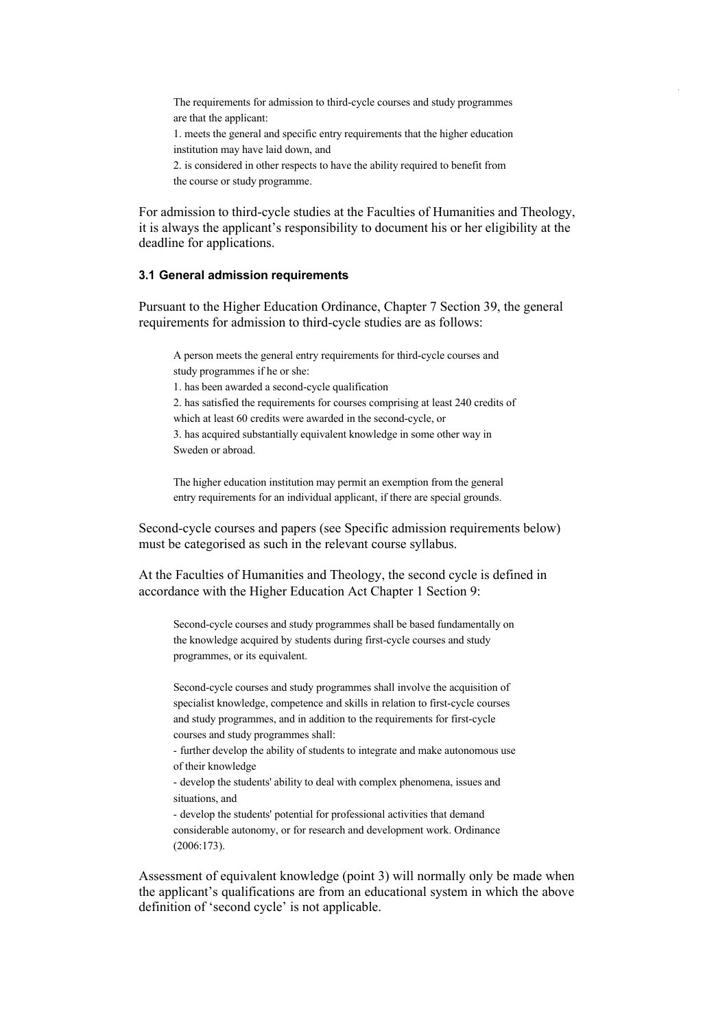> The requirements for admission to third-cycle courses and study programmes are that the applicant:
> 1. meets the general and specific entry requirements that the higher education institution may have laid down, and
> 2. is considered in other respects to have the ability required to benefit from the course or study programme.

For admission to third-cycle studies at the Faculties of Humanities and Theology, it is always the applicant's responsibility to document his or her eligibility at the deadline for applications.

### 3.1 General admission requirements

Pursuant to the Higher Education Ordinance, Chapter 7 Section 39, the general requirements for admission to third-cycle studies are as follows:

> A person meets the general entry requirements for third-cycle courses and study programmes if he or she:
> 1. has been awarded a second-cycle qualification
> 2. has satisfied the requirements for courses comprising at least 240 credits of which at least 60 credits were awarded in the second-cycle, or
> 3. has acquired substantially equivalent knowledge in some other way in Sweden or abroad.
>
> The higher education institution may permit an exemption from the general entry requirements for an individual applicant, if there are special grounds.

Second-cycle courses and papers (see Specific admission requirements below) must be categorised as such in the relevant course syllabus.

At the Faculties of Humanities and Theology, the second cycle is defined in accordance with the Higher Education Act Chapter 1 Section 9:

> Second-cycle courses and study programmes shall be based fundamentally on the knowledge acquired by students during first-cycle courses and study programmes, or its equivalent.
>
> Second-cycle courses and study programmes shall involve the acquisition of specialist knowledge, competence and skills in relation to first-cycle courses and study programmes, and in addition to the requirements for first-cycle courses and study programmes shall:
> - further develop the ability of students to integrate and make autonomous use of their knowledge
> - develop the students' ability to deal with complex phenomena, issues and situations, and
> - develop the students' potential for professional activities that demand considerable autonomy, or for research and development work. Ordinance (2006:173).

Assessment of equivalent knowledge (point 3) will normally only be made when the applicant's qualifications are from an educational system in which the above definition of 'second cycle' is not applicable.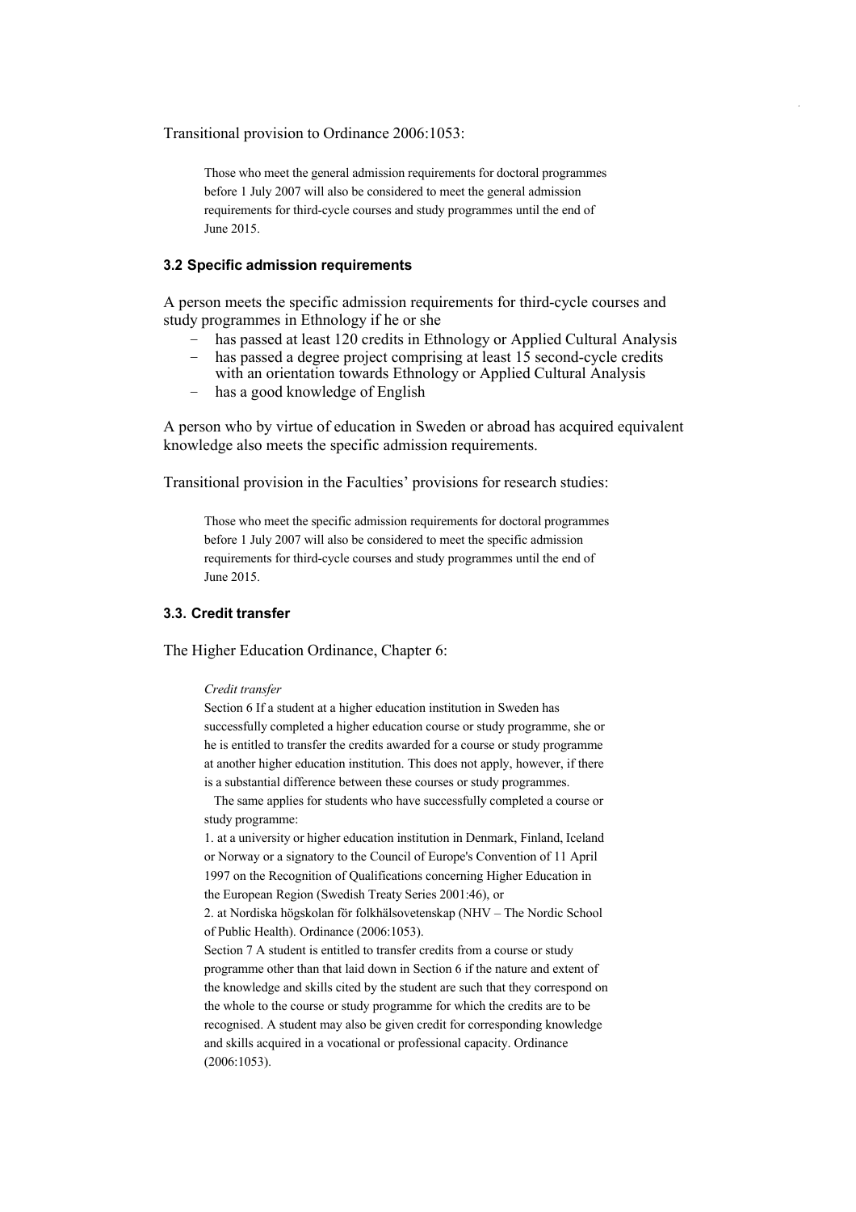Transitional provision to Ordinance 2006:1053:

> Those who meet the general admission requirements for doctoral programmes before 1 July 2007 will also be considered to meet the general admission requirements for third-cycle courses and study programmes until the end of June 2015.

### 3.2 Specific admission requirements

A person meets the specific admission requirements for third-cycle courses and study programmes in Ethnology if he or she

- has passed at least 120 credits in Ethnology or Applied Cultural Analysis
- has passed a degree project comprising at least 15 second-cycle credits with an orientation towards Ethnology or Applied Cultural Analysis
- has a good knowledge of English

A person who by virtue of education in Sweden or abroad has acquired equivalent knowledge also meets the specific admission requirements.

Transitional provision in the Faculties' provisions for research studies:

> Those who meet the specific admission requirements for doctoral programmes before 1 July 2007 will also be considered to meet the specific admission requirements for third-cycle courses and study programmes until the end of June 2015.

### 3.3. Credit transfer

The Higher Education Ordinance, Chapter 6:

> *Credit transfer*
>
> Section 6 If a student at a higher education institution in Sweden has successfully completed a higher education course or study programme, she or he is entitled to transfer the credits awarded for a course or study programme at another higher education institution. This does not apply, however, if there is a substantial difference between these courses or study programmes.
>
> The same applies for students who have successfully completed a course or study programme:
>
> 1. at a university or higher education institution in Denmark, Finland, Iceland or Norway or a signatory to the Council of Europe's Convention of 11 April 1997 on the Recognition of Qualifications concerning Higher Education in the European Region (Swedish Treaty Series 2001:46), or
> 2. at Nordiska högskolan för folkhälsovetenskap (NHV – The Nordic School of Public Health). Ordinance (2006:1053).
>
> Section 7 A student is entitled to transfer credits from a course or study programme other than that laid down in Section 6 if the nature and extent of the knowledge and skills cited by the student are such that they correspond on the whole to the course or study programme for which the credits are to be recognised. A student may also be given credit for corresponding knowledge and skills acquired in a vocational or professional capacity. Ordinance (2006:1053).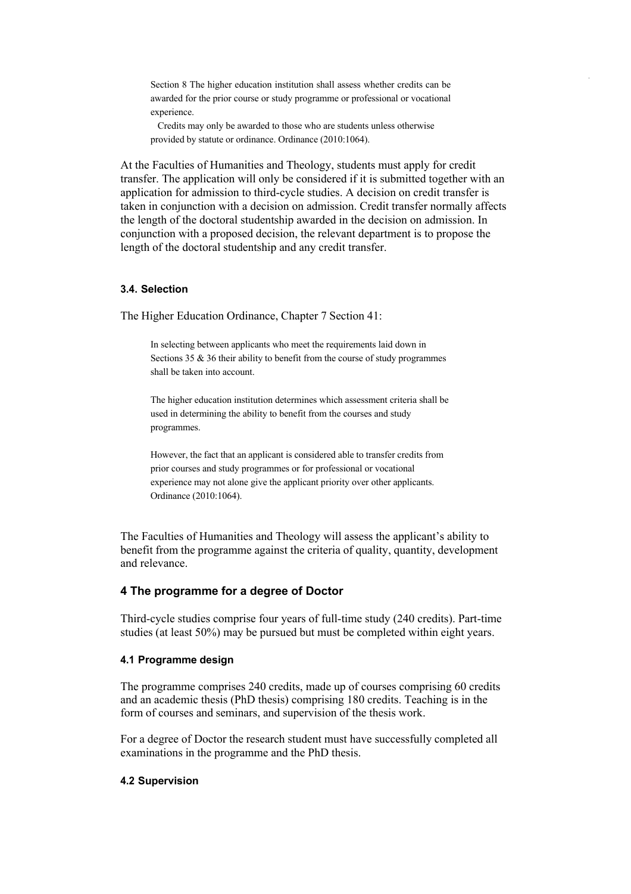> Section 8 The higher education institution shall assess whether credits can be awarded for the prior course or study programme or professional or vocational experience.
>
> Credits may only be awarded to those who are students unless otherwise provided by statute or ordinance. Ordinance (2010:1064).

At the Faculties of Humanities and Theology, students must apply for credit transfer. The application will only be considered if it is submitted together with an application for admission to third-cycle studies. A decision on credit transfer is taken in conjunction with a decision on admission. Credit transfer normally affects the length of the doctoral studentship awarded in the decision on admission. In conjunction with a proposed decision, the relevant department is to propose the length of the doctoral studentship and any credit transfer.

#### 3.4. Selection

The Higher Education Ordinance, Chapter 7 Section 41:

> In selecting between applicants who meet the requirements laid down in Sections 35 & 36 their ability to benefit from the course of study programmes shall be taken into account.
>
> The higher education institution determines which assessment criteria shall be used in determining the ability to benefit from the courses and study programmes.
>
> However, the fact that an applicant is considered able to transfer credits from prior courses and study programmes or for professional or vocational experience may not alone give the applicant priority over other applicants. Ordinance (2010:1064).

The Faculties of Humanities and Theology will assess the applicant's ability to benefit from the programme against the criteria of quality, quantity, development and relevance.

### 4 The programme for a degree of Doctor

Third-cycle studies comprise four years of full-time study (240 credits). Part-time studies (at least 50%) may be pursued but must be completed within eight years.

#### 4.1 Programme design

The programme comprises 240 credits, made up of courses comprising 60 credits and an academic thesis (PhD thesis) comprising 180 credits. Teaching is in the form of courses and seminars, and supervision of the thesis work.

For a degree of Doctor the research student must have successfully completed all examinations in the programme and the PhD thesis.

#### 4.2 Supervision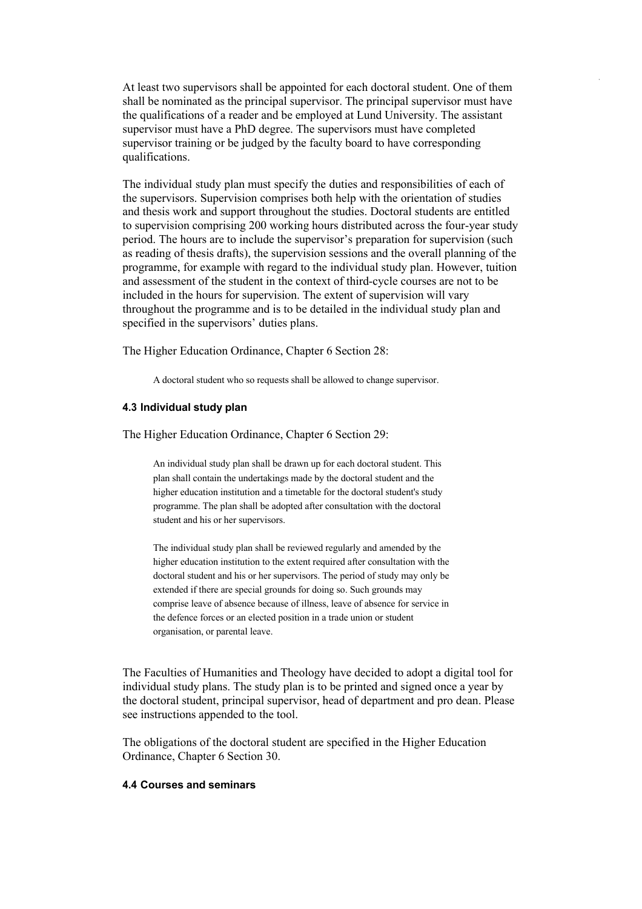At least two supervisors shall be appointed for each doctoral student. One of them shall be nominated as the principal supervisor. The principal supervisor must have the qualifications of a reader and be employed at Lund University. The assistant supervisor must have a PhD degree. The supervisors must have completed supervisor training or be judged by the faculty board to have corresponding qualifications.

The individual study plan must specify the duties and responsibilities of each of the supervisors. Supervision comprises both help with the orientation of studies and thesis work and support throughout the studies. Doctoral students are entitled to supervision comprising 200 working hours distributed across the four-year study period. The hours are to include the supervisor's preparation for supervision (such as reading of thesis drafts), the supervision sessions and the overall planning of the programme, for example with regard to the individual study plan. However, tuition and assessment of the student in the context of third-cycle courses are not to be included in the hours for supervision. The extent of supervision will vary throughout the programme and is to be detailed in the individual study plan and specified in the supervisors' duties plans.

The Higher Education Ordinance, Chapter 6 Section 28:

> A doctoral student who so requests shall be allowed to change supervisor.

#### 4.3 Individual study plan

The Higher Education Ordinance, Chapter 6 Section 29:

> An individual study plan shall be drawn up for each doctoral student. This plan shall contain the undertakings made by the doctoral student and the higher education institution and a timetable for the doctoral student's study programme. The plan shall be adopted after consultation with the doctoral student and his or her supervisors.
>
> The individual study plan shall be reviewed regularly and amended by the higher education institution to the extent required after consultation with the doctoral student and his or her supervisors. The period of study may only be extended if there are special grounds for doing so. Such grounds may comprise leave of absence because of illness, leave of absence for service in the defence forces or an elected position in a trade union or student organisation, or parental leave.

The Faculties of Humanities and Theology have decided to adopt a digital tool for individual study plans. The study plan is to be printed and signed once a year by the doctoral student, principal supervisor, head of department and pro dean. Please see instructions appended to the tool.

The obligations of the doctoral student are specified in the Higher Education Ordinance, Chapter 6 Section 30.

#### 4.4 Courses and seminars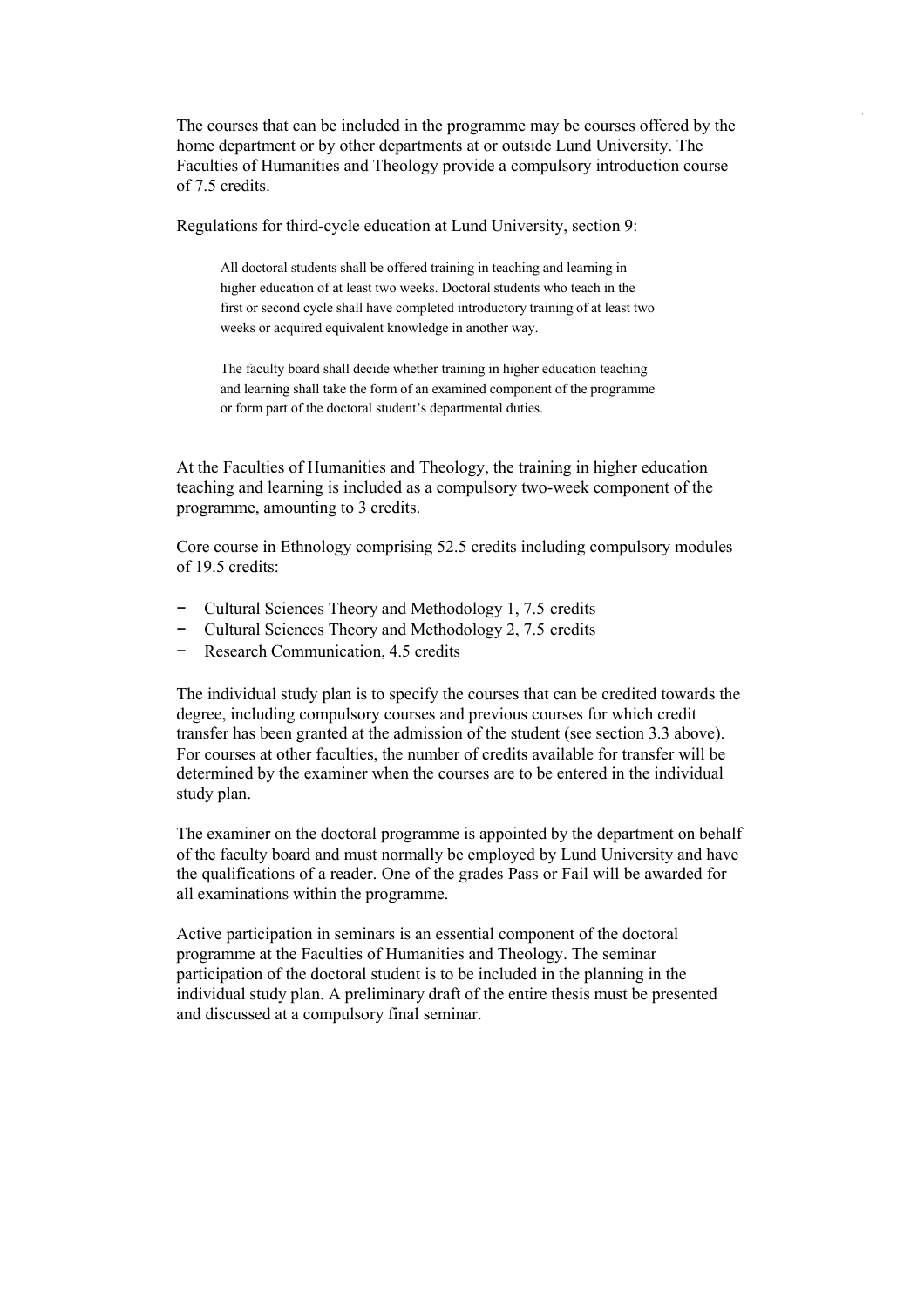The courses that can be included in the programme may be courses offered by the home department or by other departments at or outside Lund University. The Faculties of Humanities and Theology provide a compulsory introduction course of 7.5 credits.

Regulations for third-cycle education at Lund University, section 9:

> All doctoral students shall be offered training in teaching and learning in higher education of at least two weeks. Doctoral students who teach in the first or second cycle shall have completed introductory training of at least two weeks or acquired equivalent knowledge in another way.
>
> The faculty board shall decide whether training in higher education teaching and learning shall take the form of an examined component of the programme or form part of the doctoral student's departmental duties.

At the Faculties of Humanities and Theology, the training in higher education teaching and learning is included as a compulsory two-week component of the programme, amounting to 3 credits.

Core course in Ethnology comprising 52.5 credits including compulsory modules of 19.5 credits:

- Cultural Sciences Theory and Methodology 1, 7.5 credits
- Cultural Sciences Theory and Methodology 2, 7.5 credits
- Research Communication, 4.5 credits

The individual study plan is to specify the courses that can be credited towards the degree, including compulsory courses and previous courses for which credit transfer has been granted at the admission of the student (see section 3.3 above). For courses at other faculties, the number of credits available for transfer will be determined by the examiner when the courses are to be entered in the individual study plan.

The examiner on the doctoral programme is appointed by the department on behalf of the faculty board and must normally be employed by Lund University and have the qualifications of a reader. One of the grades Pass or Fail will be awarded for all examinations within the programme.

Active participation in seminars is an essential component of the doctoral programme at the Faculties of Humanities and Theology. The seminar participation of the doctoral student is to be included in the planning in the individual study plan. A preliminary draft of the entire thesis must be presented and discussed at a compulsory final seminar.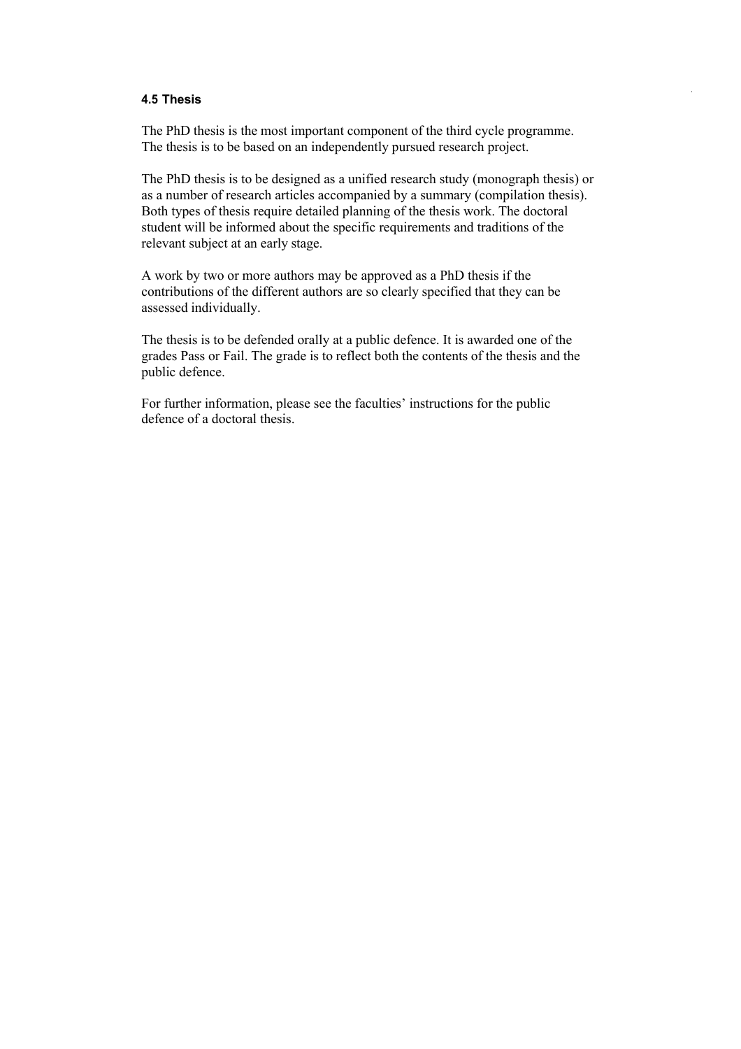### 4.5 Thesis

The PhD thesis is the most important component of the third cycle programme. The thesis is to be based on an independently pursued research project.

The PhD thesis is to be designed as a unified research study (monograph thesis) or as a number of research articles accompanied by a summary (compilation thesis). Both types of thesis require detailed planning of the thesis work. The doctoral student will be informed about the specific requirements and traditions of the relevant subject at an early stage.

A work by two or more authors may be approved as a PhD thesis if the contributions of the different authors are so clearly specified that they can be assessed individually.

The thesis is to be defended orally at a public defence. It is awarded one of the grades Pass or Fail. The grade is to reflect both the contents of the thesis and the public defence.

For further information, please see the faculties' instructions for the public defence of a doctoral thesis.